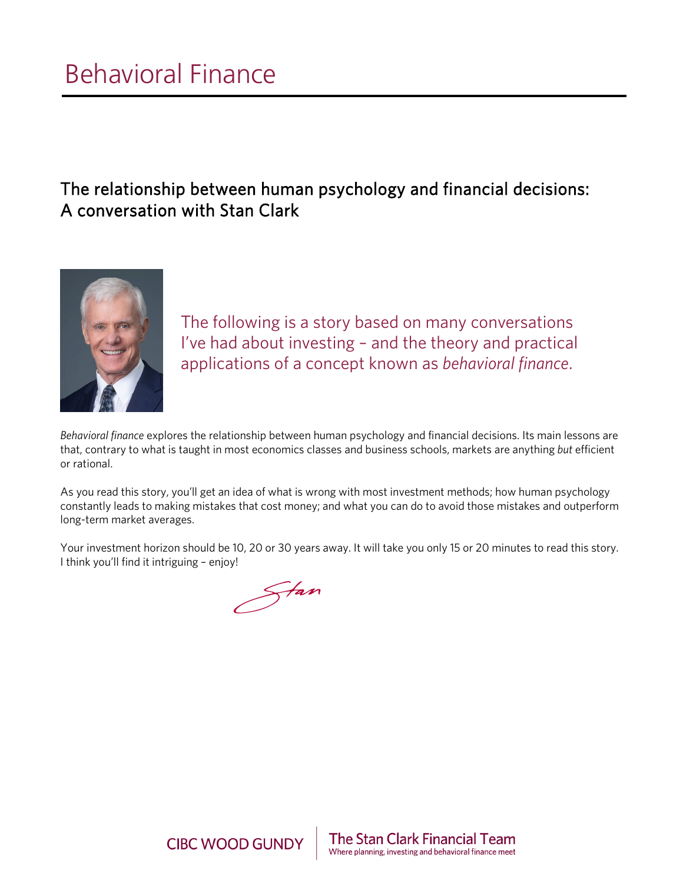# Behavioral Finance

## The relationship between human psychology and financial decisions: A conversation with Stan Clark

The following is a story based on many conversations I've had about investing – and the theory and practical applications of a concept known as *behavioral finance*.

*Behavioral finance* explores the relationship between human psychology and financial decisions. Its main lessons are that, contrary to what is taught in most economics classes and business schools, markets are anything *but* efficient or rational.

As you read this story, you'll get an idea of what is wrong with most investment methods; how human psychology constantly leads to making mistakes that cost money; and what you can do to avoid those mistakes and outperform long-term market averages.

Your investment horizon should be 10, 20 or 30 years away. It will take you only 15 or 20 minutes to read this story. I think you'll find it intriguing – enjoy!

Stan

CIBC WOOD GUNDY | The Stan Clark Financial Team
Where planning, investing and behavioral finance meet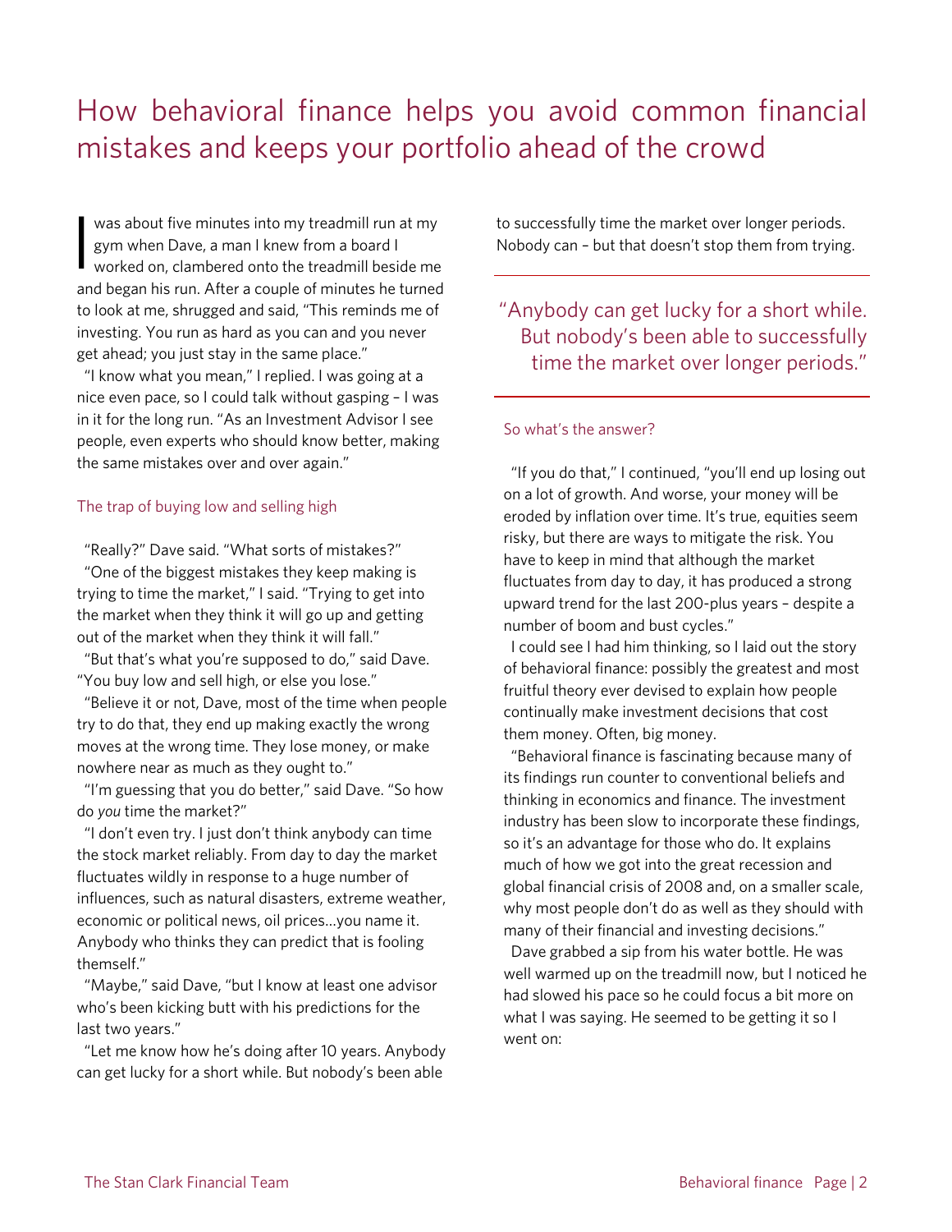# How behavioral finance helps you avoid common financial mistakes and keeps your portfolio ahead of the crowd

I was about five minutes into my treadmill run at my gym when Dave, a man I knew from a board I worked on, clambered onto the treadmill beside me and began his run. After a couple of minutes he turned to look at me, shrugged and said, "This reminds me of investing. You run as hard as you can and you never get ahead; you just stay in the same place."

"I know what you mean," I replied. I was going at a nice even pace, so I could talk without gasping – I was in it for the long run. "As an Investment Advisor I see people, even experts who should know better, making the same mistakes over and over again."

## The trap of buying low and selling high

"Really?" Dave said. "What sorts of mistakes?"

"One of the biggest mistakes they keep making is trying to time the market," I said. "Trying to get into the market when they think it will go up and getting out of the market when they think it will fall."

"But that's what you're supposed to do," said Dave. "You buy low and sell high, or else you lose."

"Believe it or not, Dave, most of the time when people try to do that, they end up making exactly the wrong moves at the wrong time. They lose money, or make nowhere near as much as they ought to."

"I'm guessing that you do better," said Dave. "So how do *you* time the market?"

"I don't even try. I just don't think anybody can time the stock market reliably. From day to day the market fluctuates wildly in response to a huge number of influences, such as natural disasters, extreme weather, economic or political news, oil prices…you name it. Anybody who thinks they can predict that is fooling themself."

"Maybe," said Dave, "but I know at least one advisor who's been kicking butt with his predictions for the last two years."

"Let me know how he's doing after 10 years. Anybody can get lucky for a short while. But nobody's been able to successfully time the market over longer periods. Nobody can – but that doesn't stop them from trying.

> "Anybody can get lucky for a short while. But nobody's been able to successfully time the market over longer periods."

## So what's the answer?

"If you do that," I continued, "you'll end up losing out on a lot of growth. And worse, your money will be eroded by inflation over time. It's true, equities seem risky, but there are ways to mitigate the risk. You have to keep in mind that although the market fluctuates from day to day, it has produced a strong upward trend for the last 200-plus years – despite a number of boom and bust cycles."

I could see I had him thinking, so I laid out the story of behavioral finance: possibly the greatest and most fruitful theory ever devised to explain how people continually make investment decisions that cost them money. Often, big money.

"Behavioral finance is fascinating because many of its findings run counter to conventional beliefs and thinking in economics and finance. The investment industry has been slow to incorporate these findings, so it's an advantage for those who do. It explains much of how we got into the great recession and global financial crisis of 2008 and, on a smaller scale, why most people don't do as well as they should with many of their financial and investing decisions."

Dave grabbed a sip from his water bottle. He was well warmed up on the treadmill now, but I noticed he had slowed his pace so he could focus a bit more on what I was saying. He seemed to be getting it so I went on: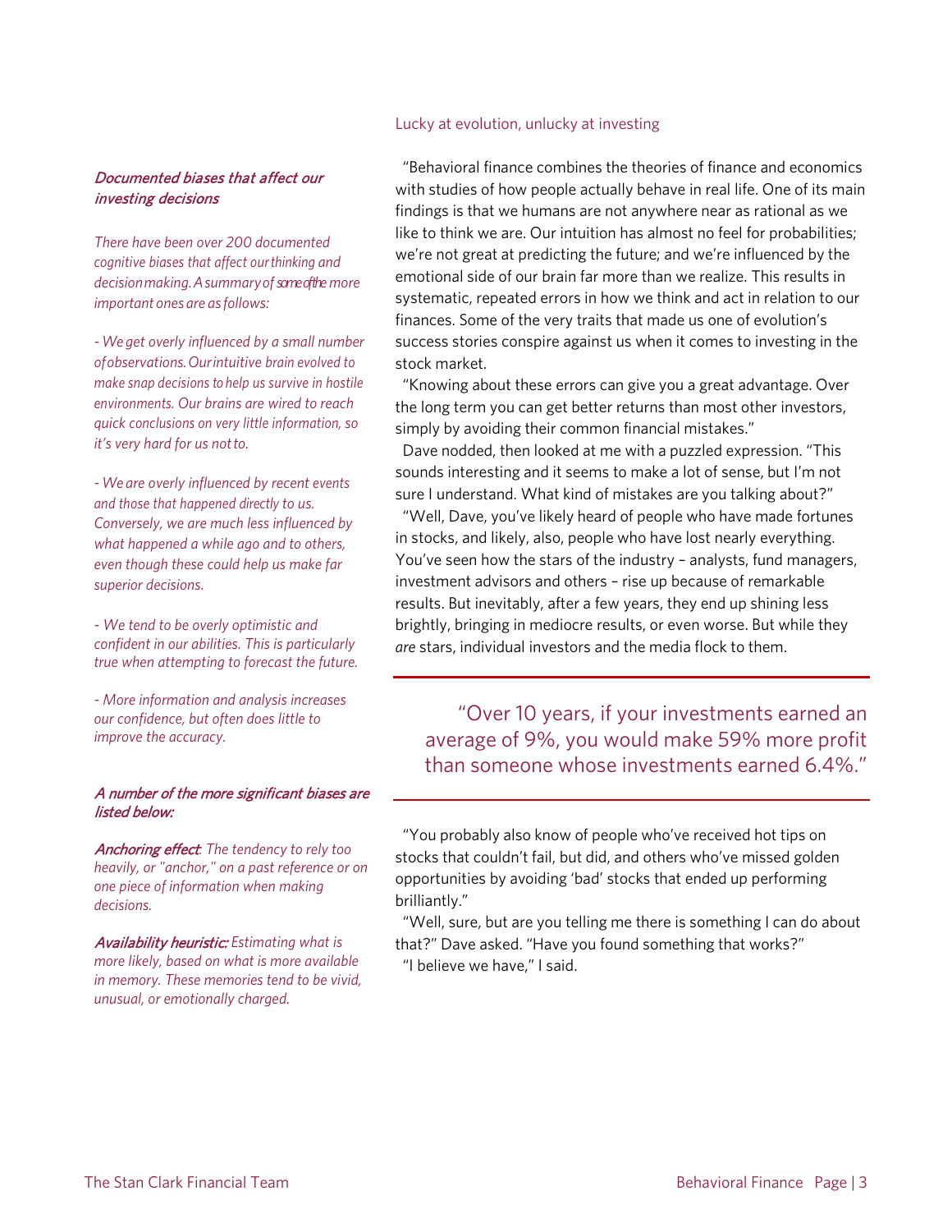## Lucky at evolution, unlucky at investing

"Behavioral finance combines the theories of finance and economics with studies of how people actually behave in real life. One of its main findings is that we humans are not anywhere near as rational as we like to think we are. Our intuition has almost no feel for probabilities; we're not great at predicting the future; and we're influenced by the emotional side of our brain far more than we realize. This results in systematic, repeated errors in how we think and act in relation to our finances. Some of the very traits that made us one of evolution's success stories conspire against us when it comes to investing in the stock market.

"Knowing about these errors can give you a great advantage. Over the long term you can get better returns than most other investors, simply by avoiding their common financial mistakes."

Dave nodded, then looked at me with a puzzled expression. "This sounds interesting and it seems to make a lot of sense, but I'm not sure I understand. What kind of mistakes are you talking about?"

"Well, Dave, you've likely heard of people who have made fortunes in stocks, and likely, also, people who have lost nearly everything. You've seen how the stars of the industry – analysts, fund managers, investment advisors and others – rise up because of remarkable results. But inevitably, after a few years, they end up shining less brightly, bringing in mediocre results, or even worse. But while they *are* stars, individual investors and the media flock to them.

> "Over 10 years, if your investments earned an average of 9%, you would make 59% more profit than someone whose investments earned 6.4%."

"You probably also know of people who've received hot tips on stocks that couldn't fail, but did, and others who've missed golden opportunities by avoiding 'bad' stocks that ended up performing brilliantly."

"Well, sure, but are you telling me there is something I can do about that?" Dave asked. "Have you found something that works?"

"I believe we have," I said.

### *Documented biases that affect our investing decisions*

*There have been over 200 documented cognitive biases that affect our thinking and decision making. A summary of some of the more important ones are as follows:*

*- We get overly influenced by a small number of observations. Our intuitive brain evolved to make snap decisions to help us survive in hostile environments. Our brains are wired to reach quick conclusions on very little information, so it's very hard for us not to.*

*- We are overly influenced by recent events and those that happened directly to us. Conversely, we are much less influenced by what happened a while ago and to others, even though these could help us make far superior decisions.*

*- We tend to be overly optimistic and confident in our abilities. This is particularly true when attempting to forecast the future.*

*- More information and analysis increases our confidence, but often does little to improve the accuracy.*

***A number of the more significant biases are listed below:***

***Anchoring effect**: The tendency to rely too heavily, or "anchor," on a past reference or on one piece of information when making decisions.*

***Availability heuristic:** Estimating what is more likely, based on what is more available in memory. These memories tend to be vivid, unusual, or emotionally charged.*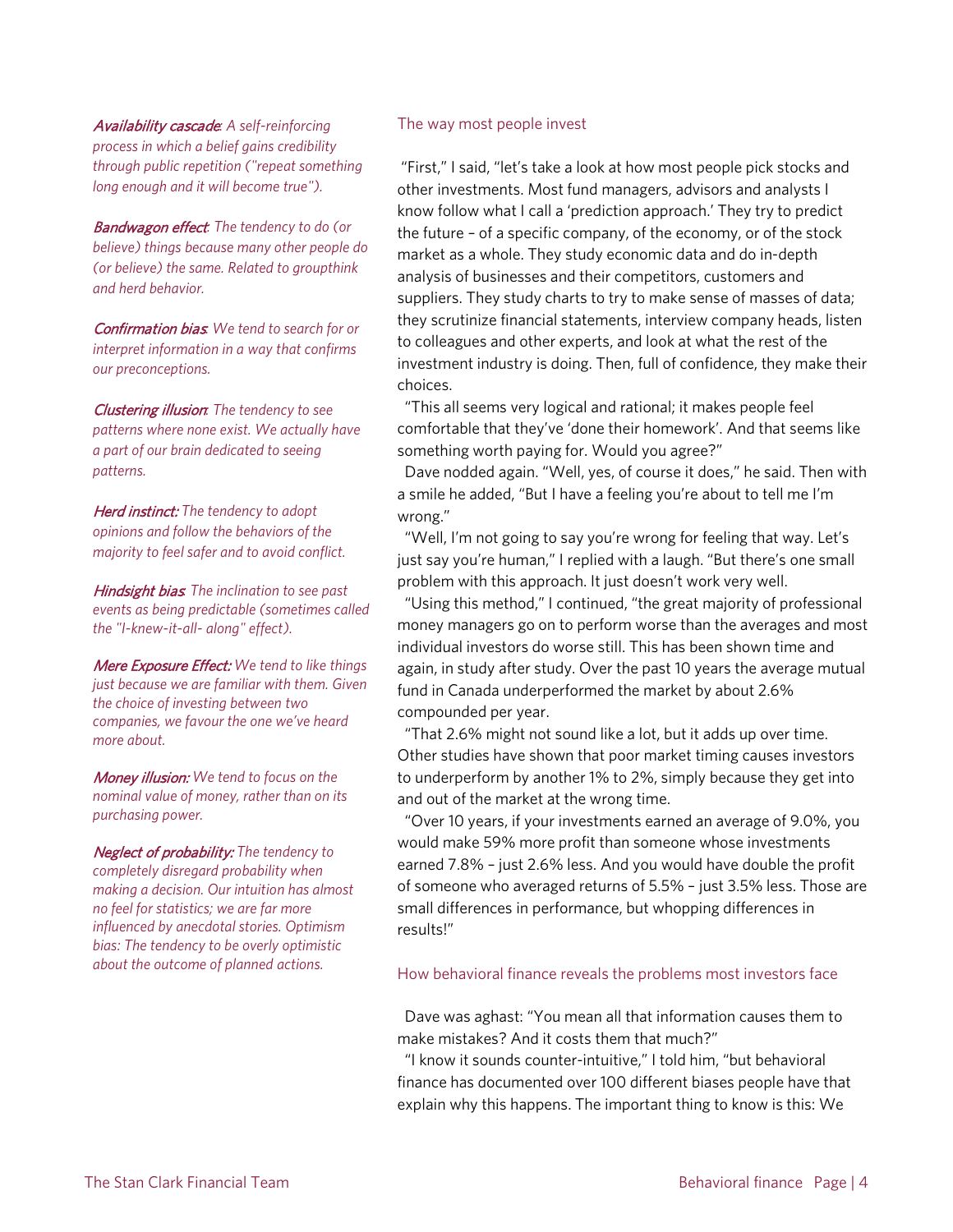***Availability cascade**: A self-reinforcing process in which a belief gains credibility through public repetition ("repeat something long enough and it will become true").*

***Bandwagon effect**: The tendency to do (or believe) things because many other people do (or believe) the same. Related to groupthink and herd behavior.*

***Confirmation bias**: We tend to search for or interpret information in a way that confirms our preconceptions.*

***Clustering illusion**: The tendency to see patterns where none exist. We actually have a part of our brain dedicated to seeing patterns.*

***Herd instinct:** The tendency to adopt opinions and follow the behaviors of the majority to feel safer and to avoid conflict.*

***Hindsight bias**: The inclination to see past events as being predictable (sometimes called the "I-knew-it-all- along" effect).*

***Mere Exposure Effect:** We tend to like things just because we are familiar with them. Given the choice of investing between two companies, we favour the one we've heard more about.*

***Money illusion:** We tend to focus on the nominal value of money, rather than on its purchasing power.*

***Neglect of probability:** The tendency to completely disregard probability when making a decision. Our intuition has almost no feel for statistics; we are far more influenced by anecdotal stories. Optimism bias: The tendency to be overly optimistic about the outcome of planned actions.*

## The way most people invest

"First," I said, "let's take a look at how most people pick stocks and other investments. Most fund managers, advisors and analysts I know follow what I call a 'prediction approach.' They try to predict the future – of a specific company, of the economy, or of the stock market as a whole. They study economic data and do in-depth analysis of businesses and their competitors, customers and suppliers. They study charts to try to make sense of masses of data; they scrutinize financial statements, interview company heads, listen to colleagues and other experts, and look at what the rest of the investment industry is doing. Then, full of confidence, they make their choices.

"This all seems very logical and rational; it makes people feel comfortable that they've 'done their homework'. And that seems like something worth paying for. Would you agree?"

Dave nodded again. "Well, yes, of course it does," he said. Then with a smile he added, "But I have a feeling you're about to tell me I'm wrong."

"Well, I'm not going to say you're wrong for feeling that way. Let's just say you're human," I replied with a laugh. "But there's one small problem with this approach. It just doesn't work very well.

"Using this method," I continued, "the great majority of professional money managers go on to perform worse than the averages and most individual investors do worse still. This has been shown time and again, in study after study. Over the past 10 years the average mutual fund in Canada underperformed the market by about 2.6% compounded per year.

"That 2.6% might not sound like a lot, but it adds up over time. Other studies have shown that poor market timing causes investors to underperform by another 1% to 2%, simply because they get into and out of the market at the wrong time.

"Over 10 years, if your investments earned an average of 9.0%, you would make 59% more profit than someone whose investments earned 7.8% – just 2.6% less. And you would have double the profit of someone who averaged returns of 5.5% – just 3.5% less. Those are small differences in performance, but whopping differences in results!"

## How behavioral finance reveals the problems most investors face

Dave was aghast: "You mean all that information causes them to make mistakes? And it costs them that much?"

"I know it sounds counter-intuitive," I told him, "but behavioral finance has documented over 100 different biases people have that explain why this happens. The important thing to know is this: We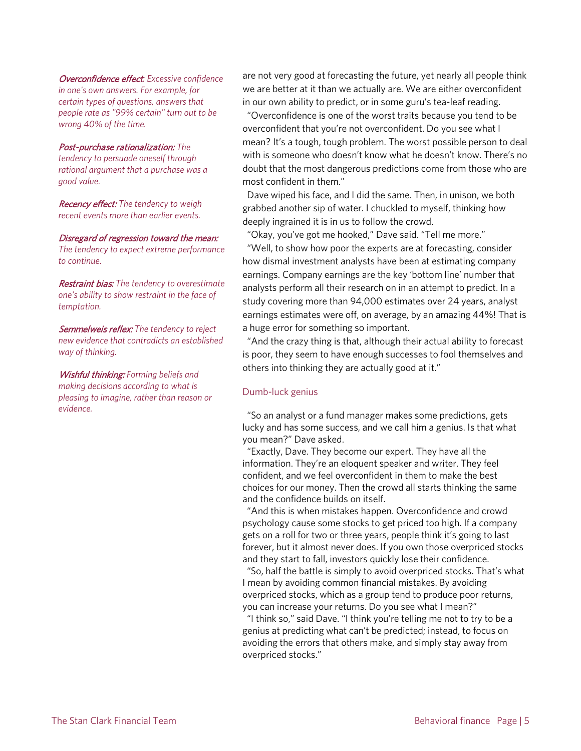***Overconfidence effect**: Excessive confidence in one's own answers. For example, for certain types of questions, answers that people rate as "99% certain" turn out to be wrong 40% of the time.*

***Post-purchase rationalization:** The tendency to persuade oneself through rational argument that a purchase was a good value.*

***Recency effect:** The tendency to weigh recent events more than earlier events.*

***Disregard of regression toward the mean:** The tendency to expect extreme performance to continue.*

***Restraint bias:** The tendency to overestimate one's ability to show restraint in the face of temptation.*

***Semmelweis reflex:** The tendency to reject new evidence that contradicts an established way of thinking.*

***Wishful thinking:** Forming beliefs and making decisions according to what is pleasing to imagine, rather than reason or evidence.*

are not very good at forecasting the future, yet nearly all people think we are better at it than we actually are. We are either overconfident in our own ability to predict, or in some guru's tea-leaf reading.

"Overconfidence is one of the worst traits because you tend to be overconfident that you're not overconfident. Do you see what I mean? It's a tough, tough problem. The worst possible person to deal with is someone who doesn't know what he doesn't know. There's no doubt that the most dangerous predictions come from those who are most confident in them."

Dave wiped his face, and I did the same. Then, in unison, we both grabbed another sip of water. I chuckled to myself, thinking how deeply ingrained it is in us to follow the crowd.

"Okay, you've got me hooked," Dave said. "Tell me more."

"Well, to show how poor the experts are at forecasting, consider how dismal investment analysts have been at estimating company earnings. Company earnings are the key 'bottom line' number that analysts perform all their research on in an attempt to predict. In a study covering more than 94,000 estimates over 24 years, analyst earnings estimates were off, on average, by an amazing 44%! That is a huge error for something so important.

"And the crazy thing is that, although their actual ability to forecast is poor, they seem to have enough successes to fool themselves and others into thinking they are actually good at it."

## Dumb-luck genius

"So an analyst or a fund manager makes some predictions, gets lucky and has some success, and we call him a genius. Is that what you mean?" Dave asked.

"Exactly, Dave. They become our expert. They have all the information. They're an eloquent speaker and writer. They feel confident, and we feel overconfident in them to make the best choices for our money. Then the crowd all starts thinking the same and the confidence builds on itself.

"And this is when mistakes happen. Overconfidence and crowd psychology cause some stocks to get priced too high. If a company gets on a roll for two or three years, people think it's going to last forever, but it almost never does. If you own those overpriced stocks and they start to fall, investors quickly lose their confidence.

"So, half the battle is simply to avoid overpriced stocks. That's what I mean by avoiding common financial mistakes. By avoiding overpriced stocks, which as a group tend to produce poor returns, you can increase your returns. Do you see what I mean?"

"I think so," said Dave. "I think you're telling me not to try to be a genius at predicting what can't be predicted; instead, to focus on avoiding the errors that others make, and simply stay away from overpriced stocks."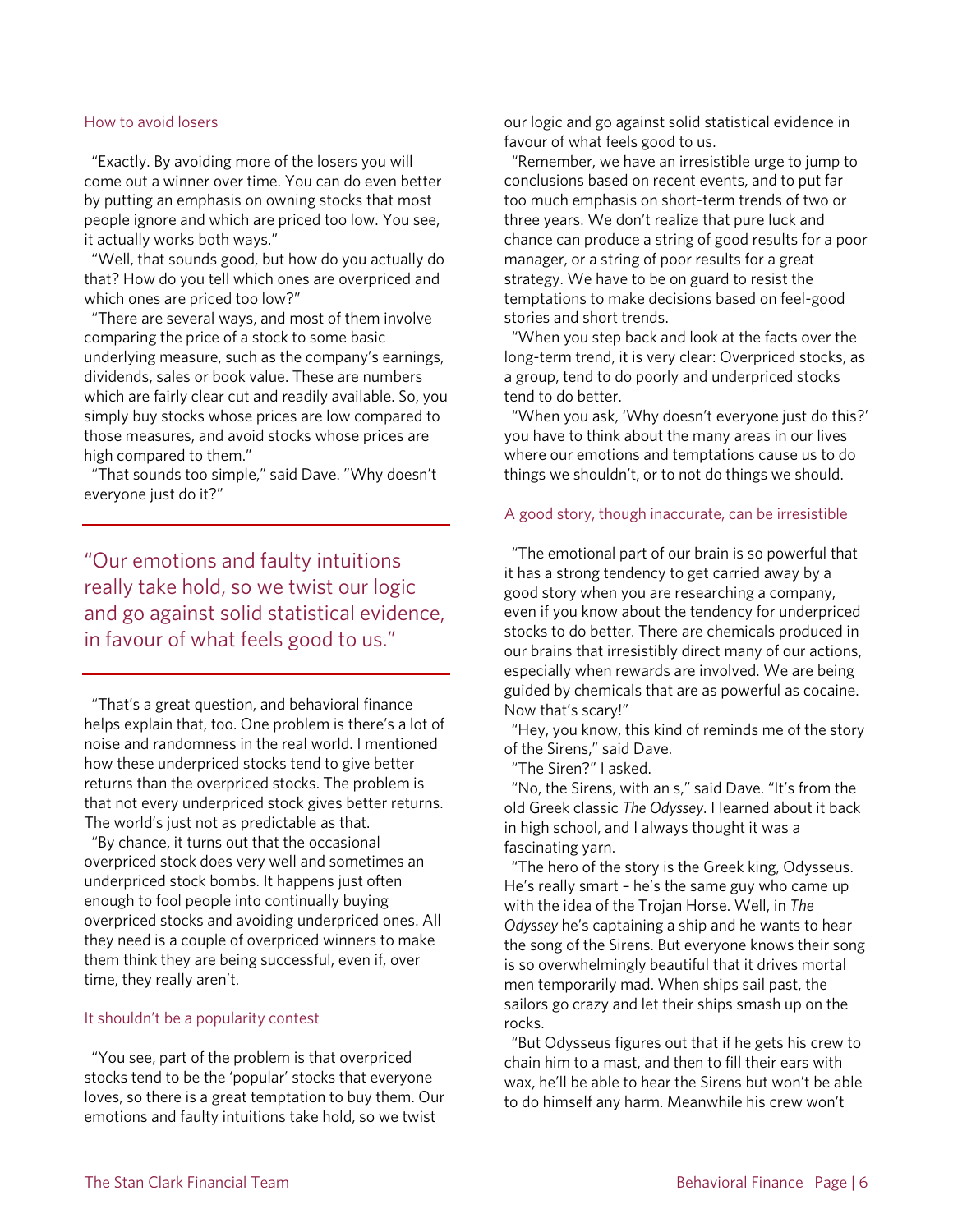### How to avoid losers

"Exactly. By avoiding more of the losers you will come out a winner over time. You can do even better by putting an emphasis on owning stocks that most people ignore and which are priced too low. You see, it actually works both ways."

"Well, that sounds good, but how do you actually do that? How do you tell which ones are overpriced and which ones are priced too low?"

"There are several ways, and most of them involve comparing the price of a stock to some basic underlying measure, such as the company's earnings, dividends, sales or book value. These are numbers which are fairly clear cut and readily available. So, you simply buy stocks whose prices are low compared to those measures, and avoid stocks whose prices are high compared to them."

"That sounds too simple," said Dave. "Why doesn't everyone just do it?"

> "Our emotions and faulty intuitions really take hold, so we twist our logic and go against solid statistical evidence, in favour of what feels good to us."

"That's a great question, and behavioral finance helps explain that, too. One problem is there's a lot of noise and randomness in the real world. I mentioned how these underpriced stocks tend to give better returns than the overpriced stocks. The problem is that not every underpriced stock gives better returns. The world's just not as predictable as that.

"By chance, it turns out that the occasional overpriced stock does very well and sometimes an underpriced stock bombs. It happens just often enough to fool people into continually buying overpriced stocks and avoiding underpriced ones. All they need is a couple of overpriced winners to make them think they are being successful, even if, over time, they really aren't.

### It shouldn't be a popularity contest

"You see, part of the problem is that overpriced stocks tend to be the 'popular' stocks that everyone loves, so there is a great temptation to buy them. Our emotions and faulty intuitions take hold, so we twist our logic and go against solid statistical evidence in favour of what feels good to us.

"Remember, we have an irresistible urge to jump to conclusions based on recent events, and to put far too much emphasis on short-term trends of two or three years. We don't realize that pure luck and chance can produce a string of good results for a poor manager, or a string of poor results for a great strategy. We have to be on guard to resist the temptations to make decisions based on feel-good stories and short trends.

"When you step back and look at the facts over the long-term trend, it is very clear: Overpriced stocks, as a group, tend to do poorly and underpriced stocks tend to do better.

"When you ask, 'Why doesn't everyone just do this?' you have to think about the many areas in our lives where our emotions and temptations cause us to do things we shouldn't, or to not do things we should.

### A good story, though inaccurate, can be irresistible

"The emotional part of our brain is so powerful that it has a strong tendency to get carried away by a good story when you are researching a company, even if you know about the tendency for underpriced stocks to do better. There are chemicals produced in our brains that irresistibly direct many of our actions, especially when rewards are involved. We are being guided by chemicals that are as powerful as cocaine. Now that's scary!"

"Hey, you know, this kind of reminds me of the story of the Sirens," said Dave.

"The Siren?" I asked.

"No, the Sirens, with an s," said Dave. "It's from the old Greek classic *The Odyssey*. I learned about it back in high school, and I always thought it was a fascinating yarn.

"The hero of the story is the Greek king, Odysseus. He's really smart – he's the same guy who came up with the idea of the Trojan Horse. Well, in *The Odyssey* he's captaining a ship and he wants to hear the song of the Sirens. But everyone knows their song is so overwhelmingly beautiful that it drives mortal men temporarily mad. When ships sail past, the sailors go crazy and let their ships smash up on the rocks.

"But Odysseus figures out that if he gets his crew to chain him to a mast, and then to fill their ears with wax, he'll be able to hear the Sirens but won't be able to do himself any harm. Meanwhile his crew won't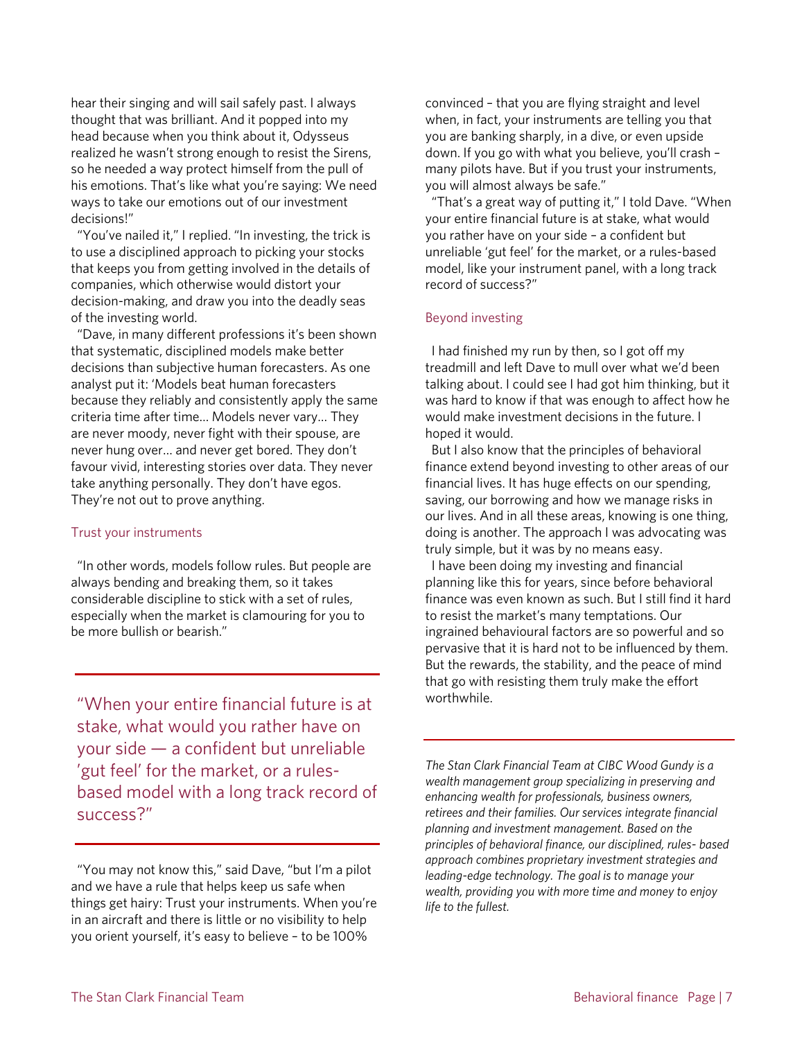hear their singing and will sail safely past. I always thought that was brilliant. And it popped into my head because when you think about it, Odysseus realized he wasn't strong enough to resist the Sirens, so he needed a way protect himself from the pull of his emotions. That's like what you're saying: We need ways to take our emotions out of our investment decisions!"

"You've nailed it," I replied. "In investing, the trick is to use a disciplined approach to picking your stocks that keeps you from getting involved in the details of companies, which otherwise would distort your decision-making, and draw you into the deadly seas of the investing world.

"Dave, in many different professions it's been shown that systematic, disciplined models make better decisions than subjective human forecasters. As one analyst put it: 'Models beat human forecasters because they reliably and consistently apply the same criteria time after time… Models never vary… They are never moody, never fight with their spouse, are never hung over… and never get bored. They don't favour vivid, interesting stories over data. They never take anything personally. They don't have egos. They're not out to prove anything.

### Trust your instruments

"In other words, models follow rules. But people are always bending and breaking them, so it takes considerable discipline to stick with a set of rules, especially when the market is clamouring for you to be more bullish or bearish."

> "When your entire financial future is at stake, what would you rather have on your side — a confident but unreliable 'gut feel' for the market, or a rules-based model with a long track record of success?"

"You may not know this," said Dave, "but I'm a pilot and we have a rule that helps keep us safe when things get hairy: Trust your instruments. When you're in an aircraft and there is little or no visibility to help you orient yourself, it's easy to believe – to be 100% convinced – that you are flying straight and level when, in fact, your instruments are telling you that you are banking sharply, in a dive, or even upside down. If you go with what you believe, you'll crash – many pilots have. But if you trust your instruments, you will almost always be safe."

"That's a great way of putting it," I told Dave. "When your entire financial future is at stake, what would you rather have on your side – a confident but unreliable 'gut feel' for the market, or a rules-based model, like your instrument panel, with a long track record of success?"

### Beyond investing

I had finished my run by then, so I got off my treadmill and left Dave to mull over what we'd been talking about. I could see I had got him thinking, but it was hard to know if that was enough to affect how he would make investment decisions in the future. I hoped it would.

But I also know that the principles of behavioral finance extend beyond investing to other areas of our financial lives. It has huge effects on our spending, saving, our borrowing and how we manage risks in our lives. And in all these areas, knowing is one thing, doing is another. The approach I was advocating was truly simple, but it was by no means easy.

I have been doing my investing and financial planning like this for years, since before behavioral finance was even known as such. But I still find it hard to resist the market's many temptations. Our ingrained behavioural factors are so powerful and so pervasive that it is hard not to be influenced by them. But the rewards, the stability, and the peace of mind that go with resisting them truly make the effort worthwhile.

---

*The Stan Clark Financial Team at CIBC Wood Gundy is a wealth management group specializing in preserving and enhancing wealth for professionals, business owners, retirees and their families. Our services integrate financial planning and investment management. Based on the principles of behavioral finance, our disciplined, rules- based approach combines proprietary investment strategies and leading-edge technology. The goal is to manage your wealth, providing you with more time and money to enjoy life to the fullest.*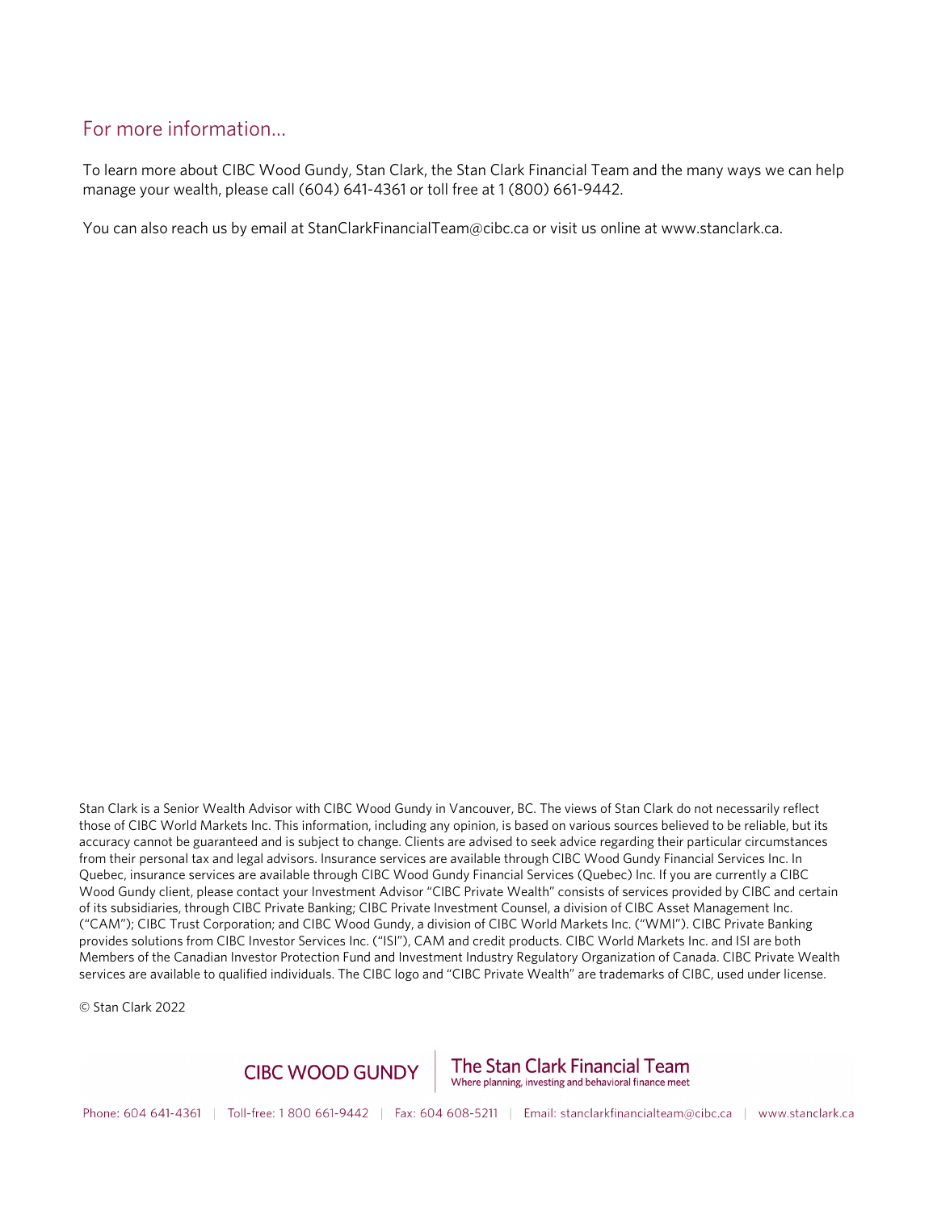## For more information...

To learn more about CIBC Wood Gundy, Stan Clark, the Stan Clark Financial Team and the many ways we can help manage your wealth, please call (604) 641-4361 or toll free at 1 (800) 661-9442.

You can also reach us by email at StanClarkFinancialTeam@cibc.ca or visit us online at www.stanclark.ca.

Stan Clark is a Senior Wealth Advisor with CIBC Wood Gundy in Vancouver, BC. The views of Stan Clark do not necessarily reflect those of CIBC World Markets Inc. This information, including any opinion, is based on various sources believed to be reliable, but its accuracy cannot be guaranteed and is subject to change. Clients are advised to seek advice regarding their particular circumstances from their personal tax and legal advisors. Insurance services are available through CIBC Wood Gundy Financial Services Inc. In Quebec, insurance services are available through CIBC Wood Gundy Financial Services (Quebec) Inc. If you are currently a CIBC Wood Gundy client, please contact your Investment Advisor "CIBC Private Wealth" consists of services provided by CIBC and certain of its subsidiaries, through CIBC Private Banking; CIBC Private Investment Counsel, a division of CIBC Asset Management Inc. ("CAM"); CIBC Trust Corporation; and CIBC Wood Gundy, a division of CIBC World Markets Inc. ("WMI"). CIBC Private Banking provides solutions from CIBC Investor Services Inc. ("ISI"), CAM and credit products. CIBC World Markets Inc. and ISI are both Members of the Canadian Investor Protection Fund and Investment Industry Regulatory Organization of Canada. CIBC Private Wealth services are available to qualified individuals. The CIBC logo and "CIBC Private Wealth" are trademarks of CIBC, used under license.

© Stan Clark 2022

CIBC WOOD GUNDY | The Stan Clark Financial Team
Where planning, investing and behavioral finance meet

Phone: 604 641-4361 | Toll-free: 1 800 661-9442 | Fax: 604 608-5211 | Email: stanclarkfinancialteam@cibc.ca | www.stanclark.ca